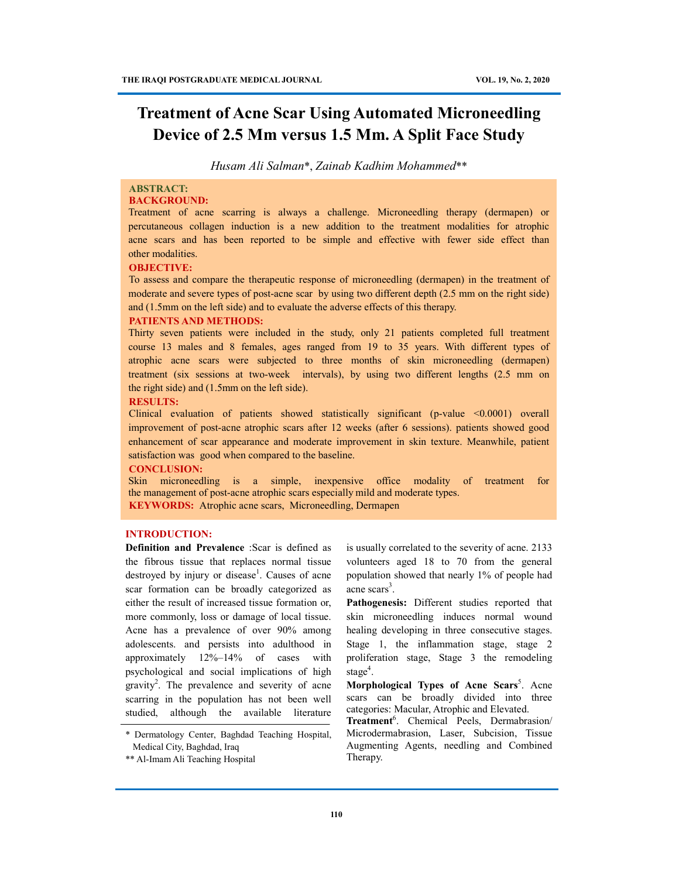# Treatment of Acne Scar Using Automated Microneedling Device of 2.5 Mm versus 1.5 Mm. A Split Face Study

*Husam Ali Salman*\*, *Zainab Kadhim Mohammed*\*\*

## ABSTRACT:

### BACKGROUND:

Treatment of acne scarring is always a challenge. Microneedling therapy (dermapen) or percutaneous collagen induction is a new addition to the treatment modalities for atrophic acne scars and has been reported to be simple and effective with fewer side effect than other modalities.

### OBJECTIVE:

To assess and compare the therapeutic response of microneedling (dermapen) in the treatment of moderate and severe types of post-acne scar by using two different depth (2.5 mm on the right side) and (1.5mm on the left side) and to evaluate the adverse effects of this therapy.

### PATIENTS AND METHODS:

Thirty seven patients were included in the study, only 21 patients completed full treatment course 13 males and 8 females, ages ranged from 19 to 35 years. With different types of atrophic acne scars were subjected to three months of skin microneedling (dermapen) treatment (six sessions at two-week intervals), by using two different lengths (2.5 mm on the right side) and (1.5mm on the left side).

### RESULTS:

Clinical evaluation of patients showed statistically significant (p-value <0.0001) overall improvement of post-acne atrophic scars after 12 weeks (after 6 sessions). patients showed good enhancement of scar appearance and moderate improvement in skin texture. Meanwhile, patient satisfaction was good when compared to the baseline.

### CONCLUSION:

Skin microneedling is a simple, inexpensive office modality of treatment for the management of post-acne atrophic scars especially mild and moderate types.

**KEYWORDS:** Atrophic acne scars, Microneedling, Dermapen

## INTRODUCTION:

**Definition and Prevalence** :Scar is defined as the fibrous tissue that replaces normal tissue destroyed by injury or disease[1]. Causes of acne scar formation can be broadly categorized as either the result of increased tissue formation or, more commonly, loss or damage of local tissue. Acne has a prevalence of over 90% among adolescents. and persists into adulthood in approximately 12%–14% of cases with psychological and social implications of high gravity[2]. The prevalence and severity of acne scarring in the population has not been well studied, although the available literature is usually correlated to the severity of acne. 2133 volunteers aged 18 to 70 from the general population showed that nearly 1% of people had acne scars[3].

**Pathogenesis:** Different studies reported that skin microneedling induces normal wound healing developing in three consecutive stages. Stage 1, the inflammation stage, stage 2 proliferation stage, Stage 3 the remodeling stage[4].

**Morphological Types of Acne Scars**[5]. Acne scars can be broadly divided into three categories: Macular, Atrophic and Elevated.

**Treatment**[6]. Chemical Peels, Dermabrasion/ Microdermabrasion, Laser, Subcision, Tissue Augmenting Agents, needling and Combined Therapy.

\* Dermatology Center, Baghdad Teaching Hospital, Medical City, Baghdad, Iraq

\*\* Al-Imam Ali Teaching Hospital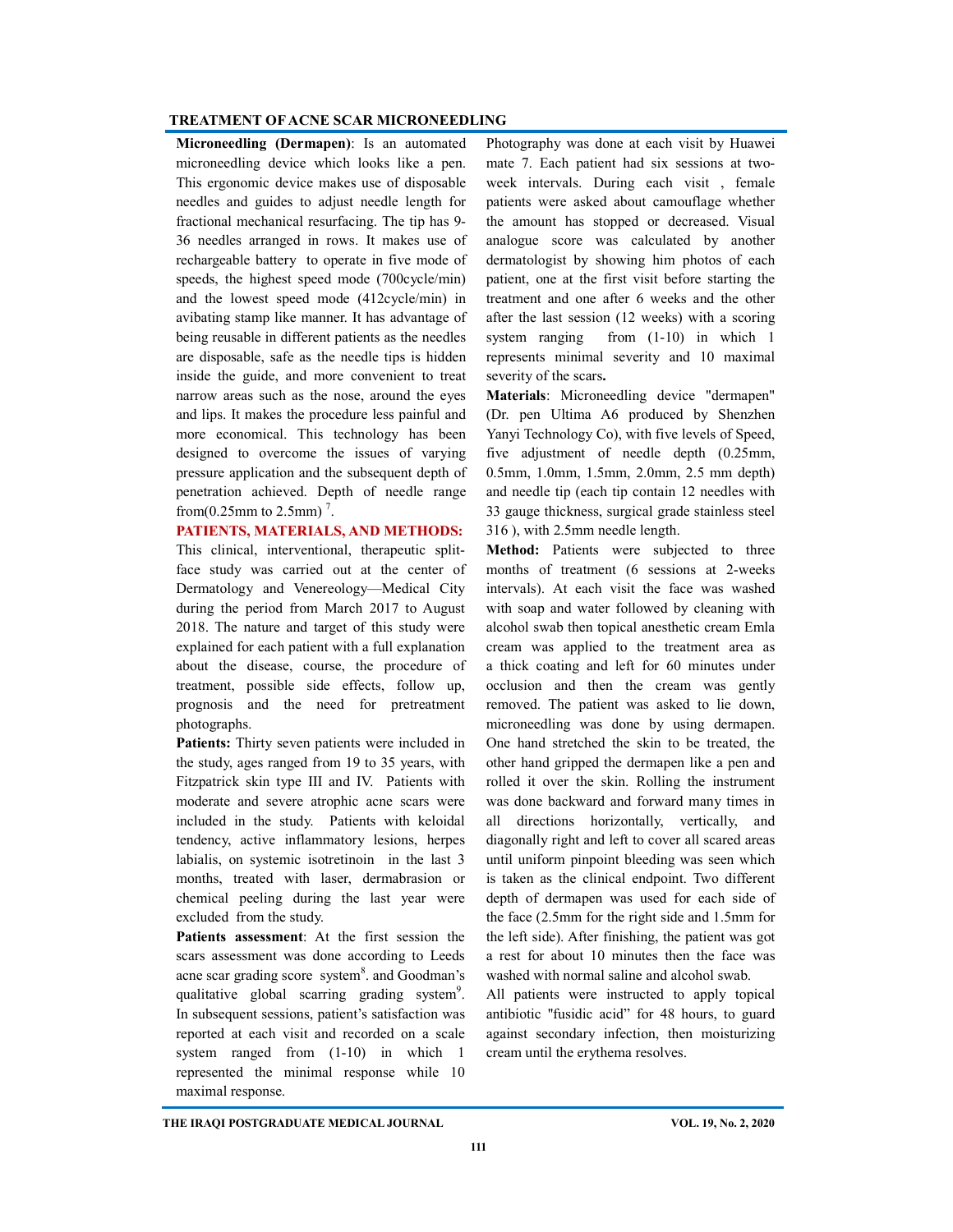**Microneedling (Dermapen)**: Is an automated microneedling device which looks like a pen. This ergonomic device makes use of disposable needles and guides to adjust needle length for fractional mechanical resurfacing. The tip has 9-36 needles arranged in rows. It makes use of rechargeable battery to operate in five mode of speeds, the highest speed mode (700cycle/min) and the lowest speed mode (412cycle/min) in avibating stamp like manner. It has advantage of being reusable in different patients as the needles are disposable, safe as the needle tips is hidden inside the guide, and more convenient to treat narrow areas such as the nose, around the eyes and lips. It makes the procedure less painful and more economical. This technology has been designed to overcome the issues of varying pressure application and the subsequent depth of penetration achieved. Depth of needle range from(0.25mm to 2.5mm) [7].

## PATIENTS, MATERIALS, AND METHODS:

This clinical, interventional, therapeutic split-face study was carried out at the center of Dermatology and Venereology—Medical City during the period from March 2017 to August 2018. The nature and target of this study were explained for each patient with a full explanation about the disease, course, the procedure of treatment, possible side effects, follow up, prognosis and the need for pretreatment photographs.

**Patients:** Thirty seven patients were included in the study, ages ranged from 19 to 35 years, with Fitzpatrick skin type III and IV. Patients with moderate and severe atrophic acne scars were included in the study. Patients with keloidal tendency, active inflammatory lesions, herpes labialis, on systemic isotretinoin in the last 3 months, treated with laser, dermabrasion or chemical peeling during the last year were excluded from the study.

**Patients assessment**: At the first session the scars assessment was done according to Leeds acne scar grading score system[8]. and Goodman's qualitative global scarring grading system[9]. In subsequent sessions, patient's satisfaction was reported at each visit and recorded on a scale system ranged from (1-10) in which 1 represented the minimal response while 10 maximal response.

Photography was done at each visit by Huawei mate 7. Each patient had six sessions at two-week intervals. During each visit , female patients were asked about camouflage whether the amount has stopped or decreased. Visual analogue score was calculated by another dermatologist by showing him photos of each patient, one at the first visit before starting the treatment and one after 6 weeks and the other after the last session (12 weeks) with a scoring system ranging from (1-10) in which 1 represents minimal severity and 10 maximal severity of the scars**.**

**Materials**: Microneedling device "dermapen" (Dr. pen Ultima A6 produced by Shenzhen Yanyi Technology Co), with five levels of Speed, five adjustment of needle depth (0.25mm, 0.5mm, 1.0mm, 1.5mm, 2.0mm, 2.5 mm depth) and needle tip (each tip contain 12 needles with 33 gauge thickness, surgical grade stainless steel 316 ), with 2.5mm needle length.

**Method:** Patients were subjected to three months of treatment (6 sessions at 2-weeks intervals). At each visit the face was washed with soap and water followed by cleaning with alcohol swab then topical anesthetic cream Emla cream was applied to the treatment area as a thick coating and left for 60 minutes under occlusion and then the cream was gently removed. The patient was asked to lie down, microneedling was done by using dermapen. One hand stretched the skin to be treated, the other hand gripped the dermapen like a pen and rolled it over the skin. Rolling the instrument was done backward and forward many times in all directions horizontally, vertically, and diagonally right and left to cover all scared areas until uniform pinpoint bleeding was seen which is taken as the clinical endpoint. Two different depth of dermapen was used for each side of the face (2.5mm for the right side and 1.5mm for the left side). After finishing, the patient was got a rest for about 10 minutes then the face was washed with normal saline and alcohol swab.

All patients were instructed to apply topical antibiotic "fusidic acid" for 48 hours, to guard against secondary infection, then moisturizing cream until the erythema resolves.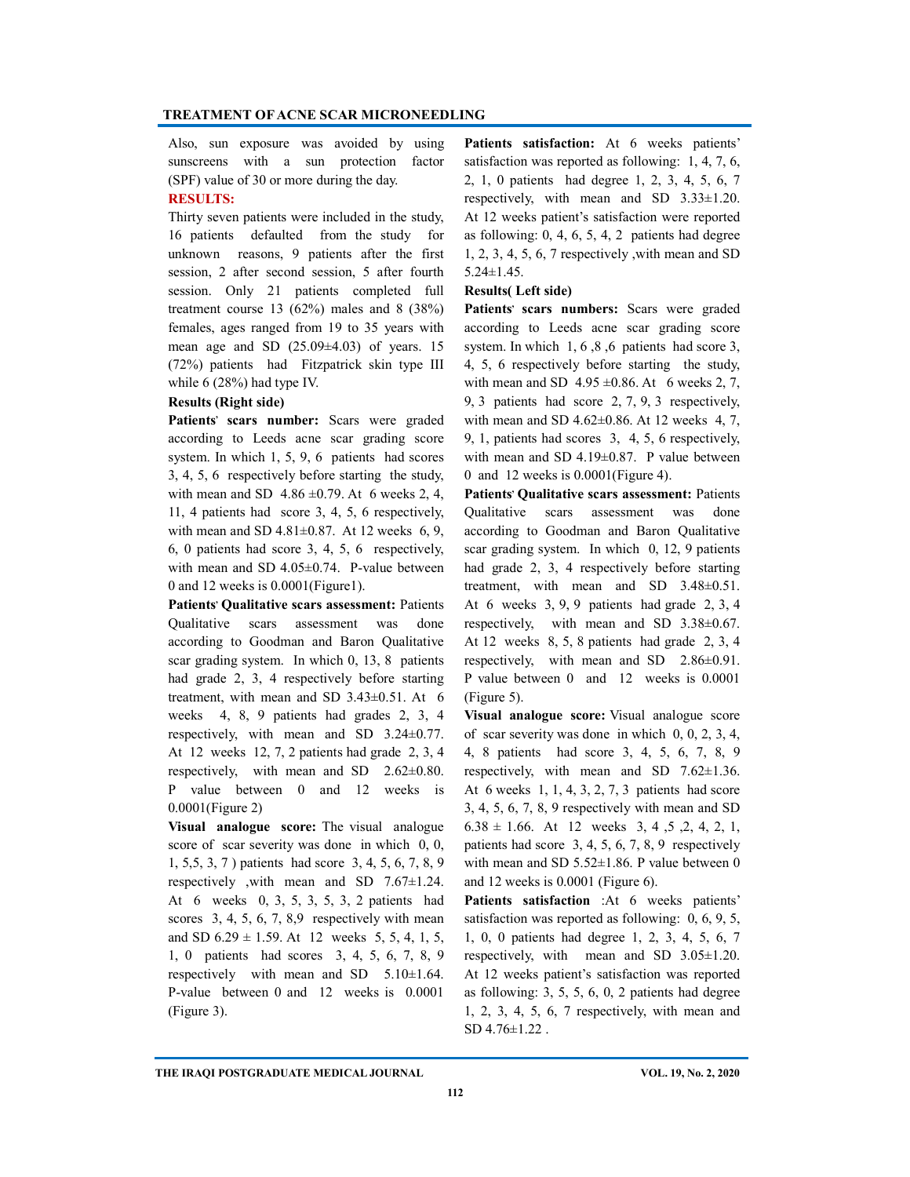Also, sun exposure was avoided by using sunscreens with a sun protection factor (SPF) value of 30 or more during the day.

## RESULTS:

Thirty seven patients were included in the study, 16 patients defaulted from the study for unknown reasons, 9 patients after the first session, 2 after second session, 5 after fourth session. Only 21 patients completed full treatment course 13 (62%) males and 8 (38%) females, ages ranged from 19 to 35 years with mean age and SD (25.09±4.03) of years. 15 (72%) patients had Fitzpatrick skin type III while 6 (28%) had type IV.

### Results (Right side)

**Patients' scars number:** Scars were graded according to Leeds acne scar grading score system. In which 1, 5, 9, 6 patients had scores 3, 4, 5, 6 respectively before starting the study, with mean and SD 4.86 ±0.79. At 6 weeks 2, 4, 11, 4 patients had score 3, 4, 5, 6 respectively, with mean and SD 4.81±0.87. At 12 weeks 6, 9, 6, 0 patients had score 3, 4, 5, 6 respectively, with mean and SD 4.05±0.74. P-value between 0 and 12 weeks is 0.0001(Figure1).

**Patients' Qualitative scars assessment:** Patients Qualitative scars assessment was done according to Goodman and Baron Qualitative scar grading system. In which 0, 13, 8 patients had grade 2, 3, 4 respectively before starting treatment, with mean and SD 3.43±0.51. At 6 weeks 4, 8, 9 patients had grades 2, 3, 4 respectively, with mean and SD 3.24±0.77. At 12 weeks 12, 7, 2 patients had grade 2, 3, 4 respectively, with mean and SD 2.62±0.80. P value between 0 and 12 weeks is 0.0001(Figure 2)

**Visual analogue score:** The visual analogue score of scar severity was done in which 0, 0, 1, 5,5, 3, 7 ) patients had score 3, 4, 5, 6, 7, 8, 9 respectively ,with mean and SD 7.67±1.24. At 6 weeks 0, 3, 5, 3, 5, 3, 2 patients had scores 3, 4, 5, 6, 7, 8,9 respectively with mean and SD 6.29 ± 1.59. At 12 weeks 5, 5, 4, 1, 5, 1, 0 patients had scores 3, 4, 5, 6, 7, 8, 9 respectively with mean and SD 5.10±1.64. P-value between 0 and 12 weeks is 0.0001 (Figure 3).

**Patients satisfaction:** At 6 weeks patients' satisfaction was reported as following: 1, 4, 7, 6, 2, 1, 0 patients had degree 1, 2, 3, 4, 5, 6, 7 respectively, with mean and SD 3.33±1.20. At 12 weeks patient's satisfaction were reported as following: 0, 4, 6, 5, 4, 2 patients had degree 1, 2, 3, 4, 5, 6, 7 respectively ,with mean and SD 5.24±1.45.

### Results( Left side)

**Patients' scars numbers:** Scars were graded according to Leeds acne scar grading score system. In which 1, 6 ,8 ,6 patients had score 3, 4, 5, 6 respectively before starting the study, with mean and SD 4.95 ±0.86. At 6 weeks 2, 7, 9, 3 patients had score 2, 7, 9, 3 respectively, with mean and SD 4.62±0.86. At 12 weeks 4, 7, 9, 1, patients had scores 3, 4, 5, 6 respectively, with mean and SD 4.19±0.87. P value between 0 and 12 weeks is 0.0001(Figure 4).

**Patients' Qualitative scars assessment:** Patients Qualitative scars assessment was done according to Goodman and Baron Qualitative scar grading system. In which 0, 12, 9 patients had grade 2, 3, 4 respectively before starting treatment, with mean and SD 3.48±0.51. At 6 weeks 3, 9, 9 patients had grade 2, 3, 4 respectively, with mean and SD 3.38±0.67. At 12 weeks 8, 5, 8 patients had grade 2, 3, 4 respectively, with mean and SD 2.86±0.91. P value between 0 and 12 weeks is 0.0001 (Figure 5).

**Visual analogue score:** Visual analogue score of scar severity was done in which 0, 0, 2, 3, 4, 4, 8 patients had score 3, 4, 5, 6, 7, 8, 9 respectively, with mean and SD 7.62±1.36. At 6 weeks 1, 1, 4, 3, 2, 7, 3 patients had score 3, 4, 5, 6, 7, 8, 9 respectively with mean and SD 6.38 ± 1.66. At 12 weeks 3, 4 ,5 ,2, 4, 2, 1, patients had score 3, 4, 5, 6, 7, 8, 9 respectively with mean and SD 5.52±1.86. P value between 0 and 12 weeks is 0.0001 (Figure 6).

**Patients satisfaction** :At 6 weeks patients' satisfaction was reported as following: 0, 6, 9, 5, 1, 0, 0 patients had degree 1, 2, 3, 4, 5, 6, 7 respectively, with mean and SD 3.05±1.20. At 12 weeks patient's satisfaction was reported as following: 3, 5, 5, 6, 0, 2 patients had degree 1, 2, 3, 4, 5, 6, 7 respectively, with mean and SD 4.76±1.22 .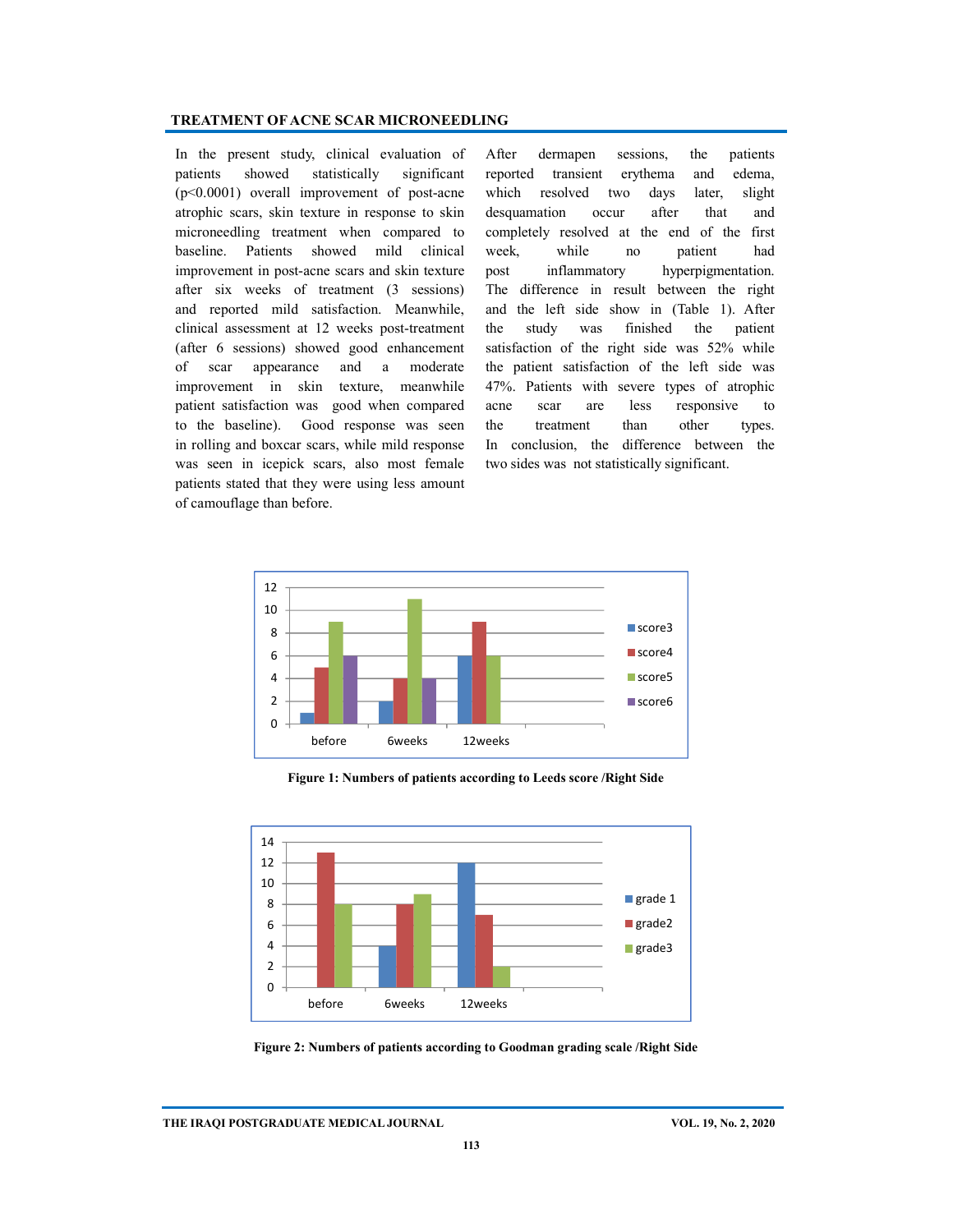In the present study, clinical evaluation of patients showed statistically significant ($p<0.0001$) overall improvement of post-acne atrophic scars, skin texture in response to skin microneedling treatment when compared to baseline. Patients showed mild clinical improvement in post-acne scars and skin texture after six weeks of treatment (3 sessions) and reported mild satisfaction. Meanwhile, clinical assessment at 12 weeks post-treatment (after 6 sessions) showed good enhancement of scar appearance and a moderate improvement in skin texture, meanwhile patient satisfaction was good when compared to the baseline). Good response was seen in rolling and boxcar scars, while mild response was seen in icepick scars, also most female patients stated that they were using less amount of camouflage than before.

After dermapen sessions, the patients reported transient erythema and edema, which resolved two days later, slight desquamation occur after that and completely resolved at the end of the first week, while no patient had post inflammatory hyperpigmentation. The difference in result between the right and the left side show in (Table 1). After the study was finished the patient satisfaction of the right side was 52% while the patient satisfaction of the left side was 47%. Patients with severe types of atrophic acne scar are less responsive to the treatment than other types. In conclusion, the difference between the two sides was not statistically significant.

| | score3 | score4 | score5 | score6 |
|---|---|---|---|---|
| before | 1 | 5 | 9 | 6 |
| 6weeks | 2 | 4 | 11 | 4 |
| 12weeks | 6 | 9 | 6 | |

**Figure 1: Numbers of patients according to Leeds score /Right Side**

| | grade 1 | grade2 | grade3 |
|---|---|---|---|
| before | | 13 | 8 |
| 6weeks | 4 | 8 | 9 |
| 12weeks | 12 | 7 | 2 |

**Figure 2: Numbers of patients according to Goodman grading scale /Right Side**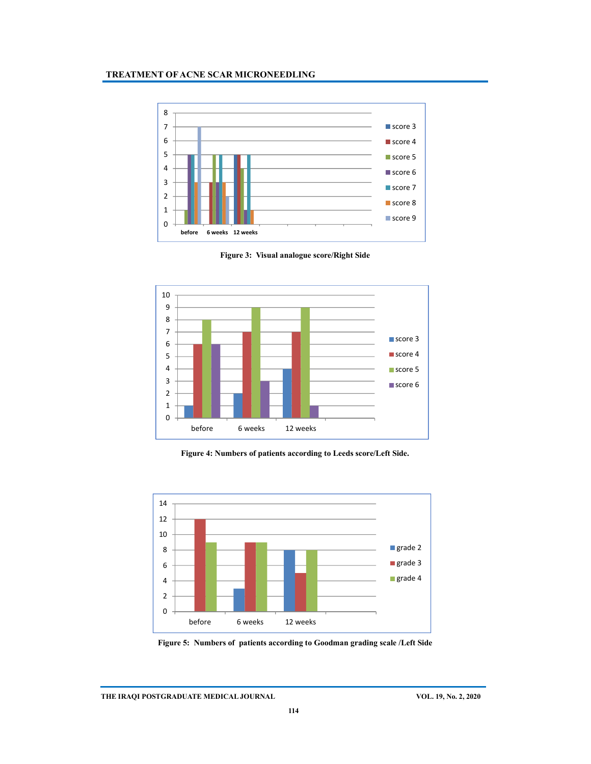Figure 3: Visual analogue score/Right Side

Figure 4: Numbers of patients according to Leeds score/Left Side.

Figure 5: Numbers of patients according to Goodman grading scale /Left Side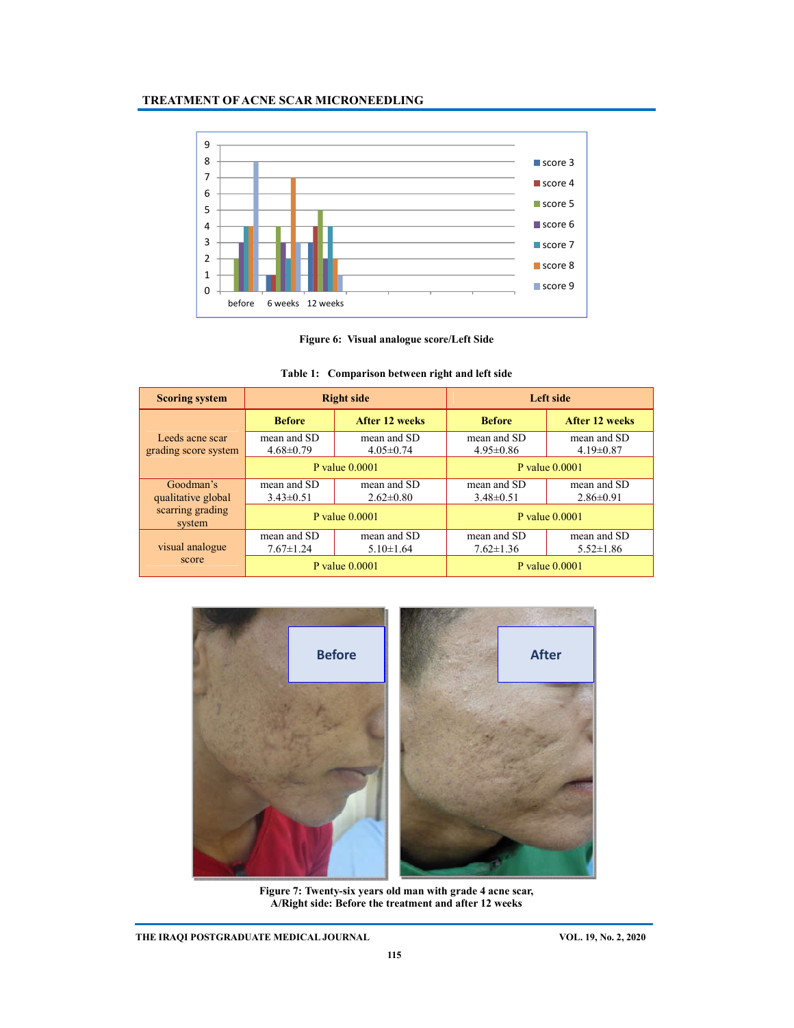Figure 6: Visual analogue score/Left Side

Table 1: Comparison between right and left side

| Scoring system | Right side | | Left side | |
|---|---|---|---|---|
| | Before | After 12 weeks | Before | After 12 weeks |
| Leeds acne scar grading score system | mean and SD 4.68±0.79 | mean and SD 4.05±0.74 | mean and SD 4.95±0.86 | mean and SD 4.19±0.87 |
| | P value 0.0001 | | P value 0.0001 | |
| Goodman's qualitative global scarring grading system | mean and SD 3.43±0.51 | mean and SD 2.62±0.80 | mean and SD 3.48±0.51 | mean and SD 2.86±0.91 |
| | P value 0.0001 | | P value 0.0001 | |
| visual analogue score | mean and SD 7.67±1.24 | mean and SD 5.10±1.64 | mean and SD 7.62±1.36 | mean and SD 5.52±1.86 |
| | P value 0.0001 | | P value 0.0001 | |

Figure 7: Twenty-six years old man with grade 4 acne scar, A/Right side: Before the treatment and after 12 weeks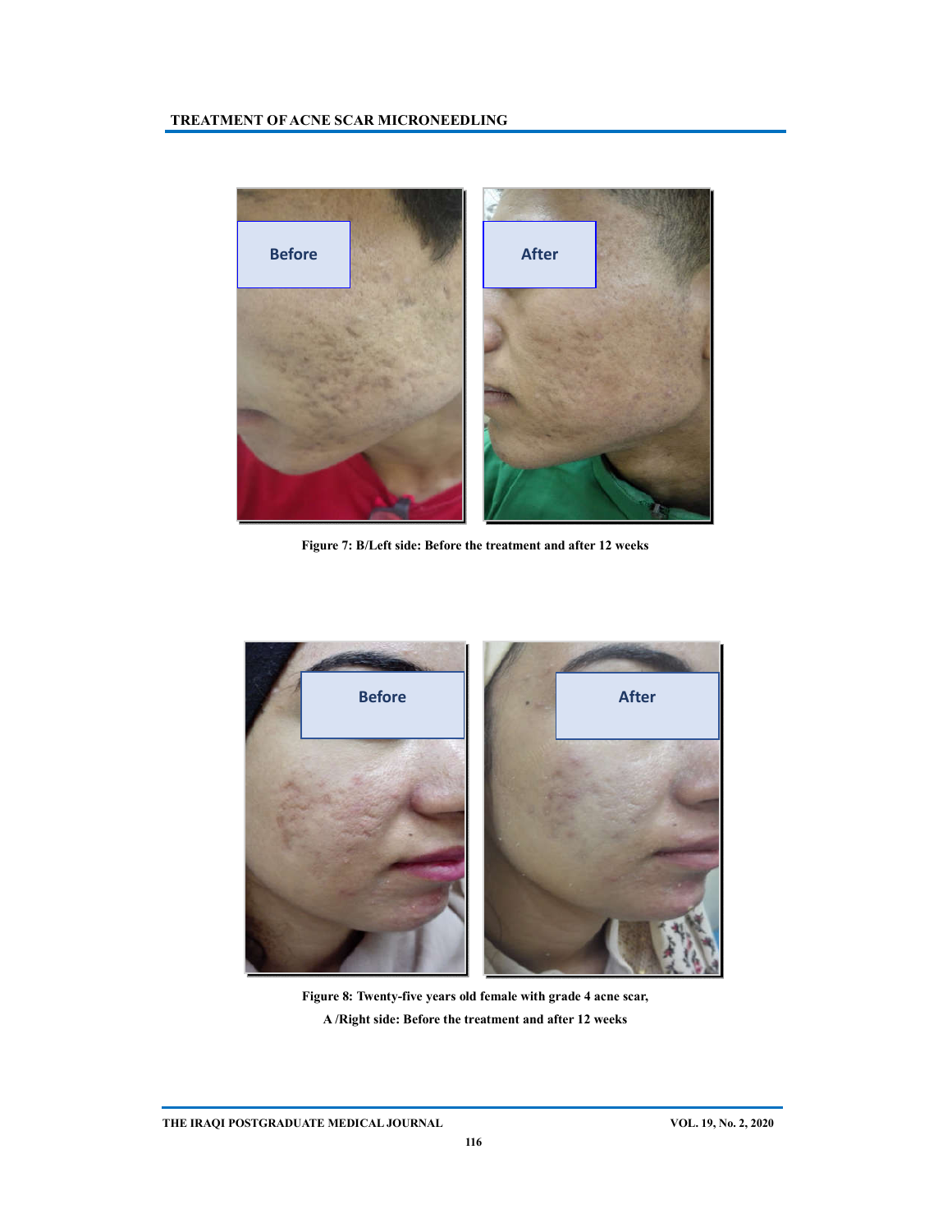Figure 7: B/Left side: Before the treatment and after 12 weeks

Figure 8: Twenty-five years old female with grade 4 acne scar,

A /Right side: Before the treatment and after 12 weeks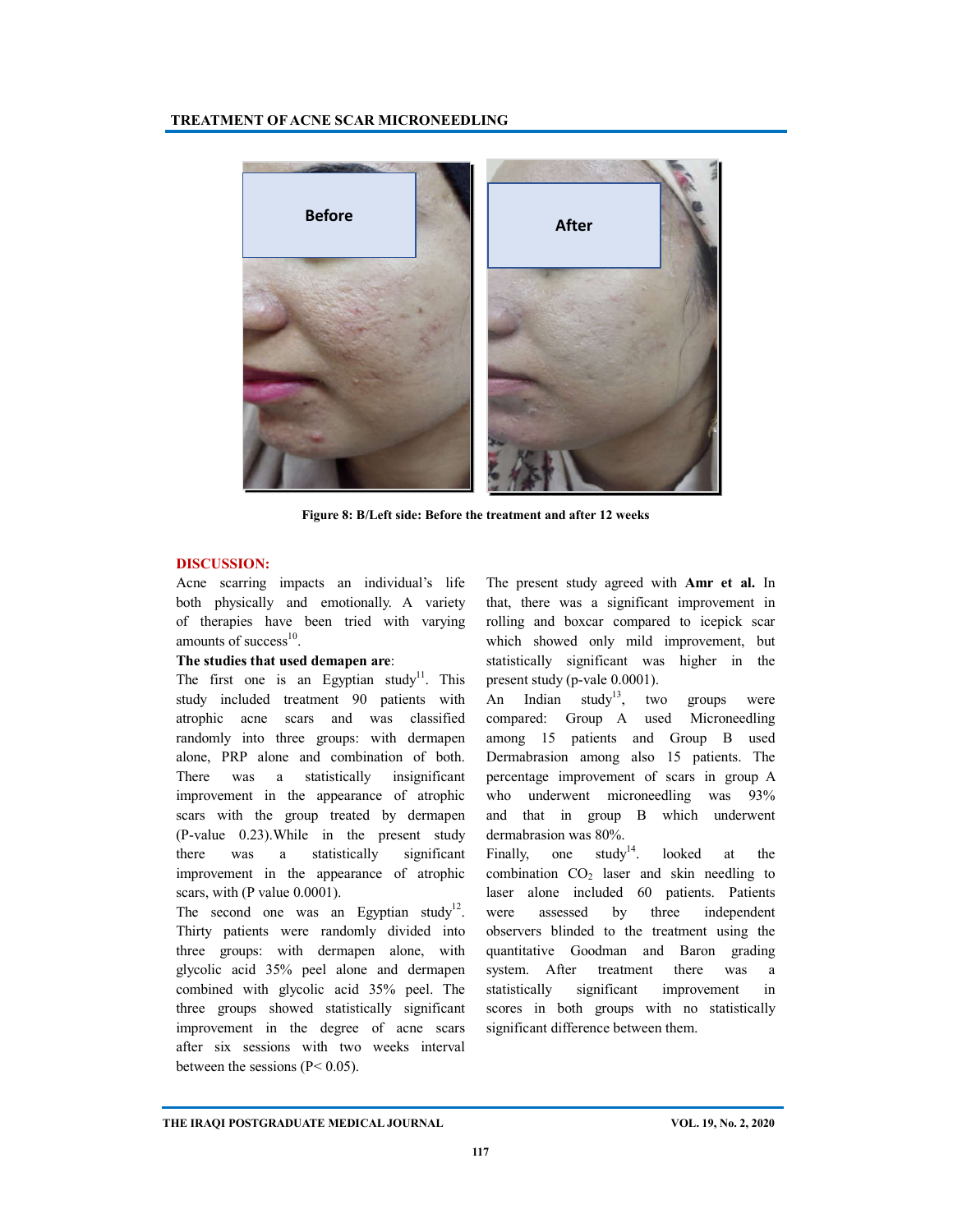Figure 8: B/Left side: Before the treatment and after 12 weeks

## DISCUSSION:

Acne scarring impacts an individual's life both physically and emotionally. A variety of therapies have been tried with varying amounts of success[10].

**The studies that used demapen are**:

The first one is an Egyptian study[11]. This study included treatment 90 patients with atrophic acne scars and was classified randomly into three groups: with dermapen alone, PRP alone and combination of both. There was a statistically insignificant improvement in the appearance of atrophic scars with the group treated by dermapen (P-value 0.23).While in the present study there was a statistically significant improvement in the appearance of atrophic scars, with (P value 0.0001).

The second one was an Egyptian study[12]. Thirty patients were randomly divided into three groups: with dermapen alone, with glycolic acid 35% peel alone and dermapen combined with glycolic acid 35% peel. The three groups showed statistically significant improvement in the degree of acne scars after six sessions with two weeks interval between the sessions ($P < 0.05$).

The present study agreed with **Amr et al.** In that, there was a significant improvement in rolling and boxcar compared to icepick scar which showed only mild improvement, but statistically significant was higher in the present study (p-vale 0.0001).

An Indian study[13], two groups were compared: Group A used Microneedling among 15 patients and Group B used Dermabrasion among also 15 patients. The percentage improvement of scars in group A who underwent microneedling was 93% and that in group B which underwent dermabrasion was 80%.

Finally, one study[14]. looked at the combination $CO_2$ laser and skin needling to laser alone included 60 patients. Patients were assessed by three independent observers blinded to the treatment using the quantitative Goodman and Baron grading system. After treatment there was a statistically significant improvement in scores in both groups with no statistically significant difference between them.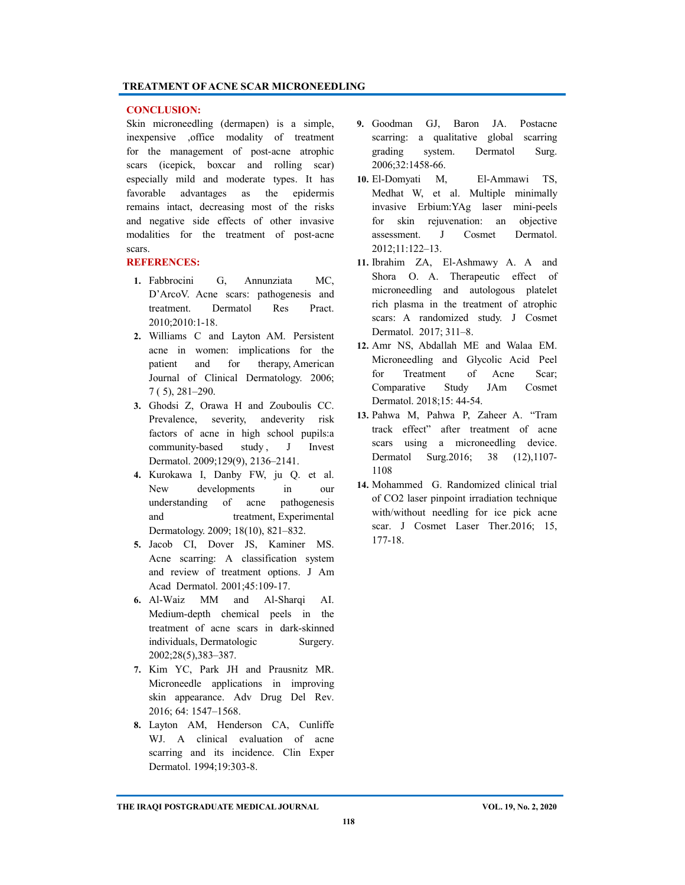## CONCLUSION:

Skin microneedling (dermapen) is a simple, inexpensive ,office modality of treatment for the management of post-acne atrophic scars (icepick, boxcar and rolling scar) especially mild and moderate types. It has favorable advantages as the epidermis remains intact, decreasing most of the risks and negative side effects of other invasive modalities for the treatment of post-acne scars.

## REFERENCES:

1. Fabbrocini G, Annunziata MC, D'ArcoV. Acne scars: pathogenesis and treatment. Dermatol Res Pract. 2010;2010:1-18.
2. Williams C and Layton AM. Persistent acne in women: implications for the patient and for therapy, American Journal of Clinical Dermatology. 2006; 7 ( 5), 281–290.
3. Ghodsi Z, Orawa H and Zouboulis CC. Prevalence, severity, andeverity risk factors of acne in high school pupils:a community-based study , J Invest Dermatol. 2009;129(9), 2136–2141.
4. Kurokawa I, Danby FW, ju Q. et al. New developments in our understanding of acne pathogenesis and treatment, Experimental Dermatology. 2009; 18(10), 821–832.
5. Jacob CI, Dover JS, Kaminer MS. Acne scarring: A classification system and review of treatment options. J Am Acad Dermatol. 2001;45:109-17.
6. Al-Waiz MM and Al-Sharqi AI. Medium-depth chemical peels in the treatment of acne scars in dark-skinned individuals, Dermatologic Surgery. 2002;28(5),383–387.
7. Kim YC, Park JH and Prausnitz MR. Microneedle applications in improving skin appearance. Adv Drug Del Rev. 2016; 64: 1547–1568.
8. Layton AM, Henderson CA, Cunliffe WJ. A clinical evaluation of acne scarring and its incidence. Clin Exper Dermatol. 1994;19:303-8.
9. Goodman GJ, Baron JA. Postacne scarring: a qualitative global scarring grading system. Dermatol Surg. 2006;32:1458-66.
10. El-Domyati M, El-Ammawi TS, Medhat W, et al. Multiple minimally invasive Erbium:YAg laser mini-peels for skin rejuvenation: an objective assessment. J Cosmet Dermatol. 2012;11:122–13.
11. Ibrahim ZA, El-Ashmawy A. A and Shora O. A. Therapeutic effect of microneedling and autologous platelet rich plasma in the treatment of atrophic scars: A randomized study. J Cosmet Dermatol. 2017; 311–8.
12. Amr NS, Abdallah ME and Walaa EM. Microneedling and Glycolic Acid Peel for Treatment of Acne Scar; Comparative Study JAm Cosmet Dermatol. 2018;15: 44-54.
13. Pahwa M, Pahwa P, Zaheer A. "Tram track effect" after treatment of acne scars using a microneedling device. Dermatol Surg.2016; 38 (12),1107-1108
14. Mohammed G. Randomized clinical trial of CO2 laser pinpoint irradiation technique with/without needling for ice pick acne scar. J Cosmet Laser Ther.2016; 15, 177-18.